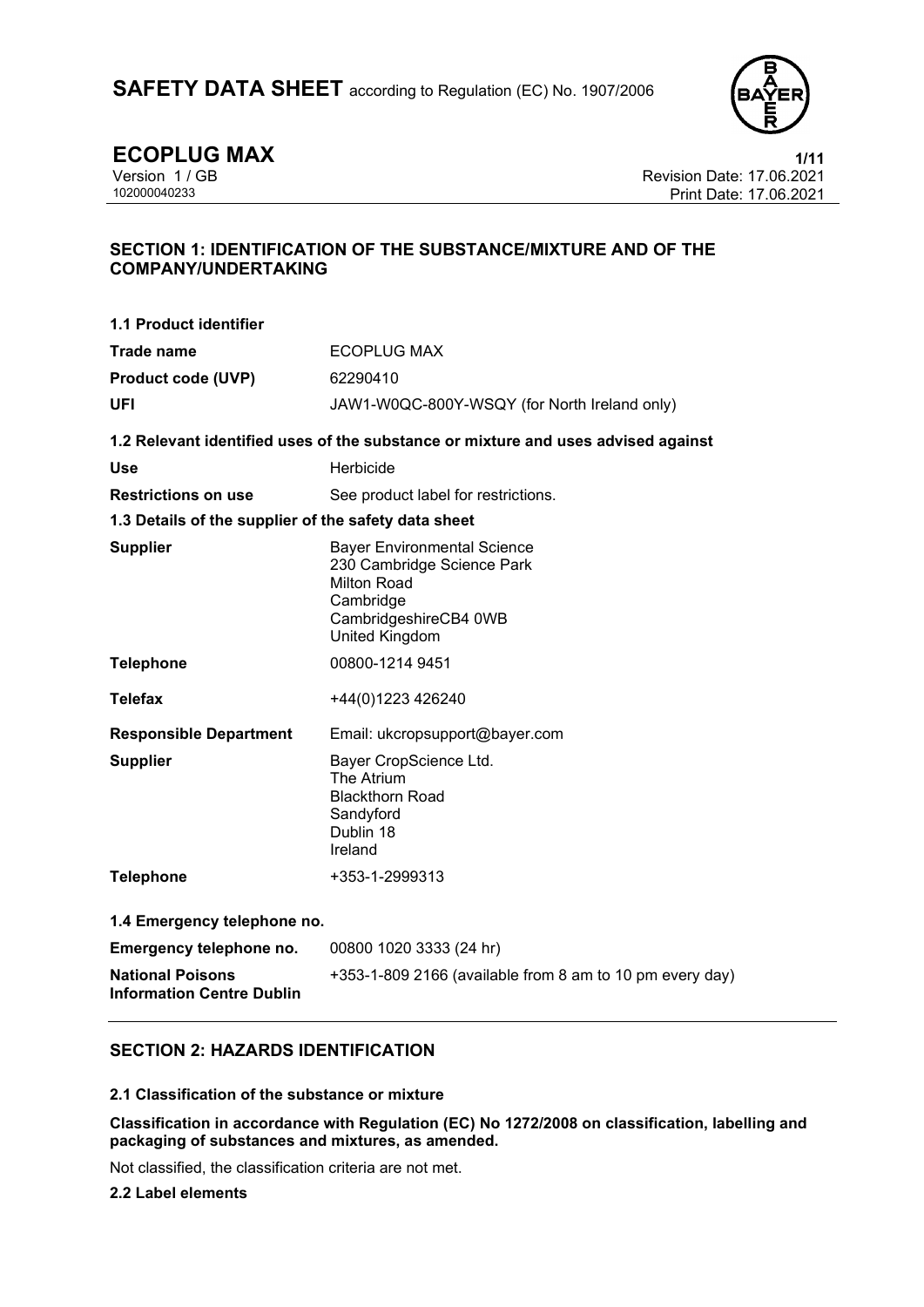# SAFETY DATA SHEET according to Regulation (EC) No. 1907/2006

**ECOPLUG MAX**

Version 1 / GB
102000040233

Revision Date: 17.06.2021
Print Date: 17.06.2021

## SECTION 1: IDENTIFICATION OF THE SUBSTANCE/MIXTURE AND OF THE COMPANY/UNDERTAKING

### 1.1 Product identifier

| | |
|---|---|
| **Trade name** | ECOPLUG MAX |
| **Product code (UVP)** | 62290410 |
| **UFI** | JAW1-W0QC-800Y-WSQY (for North Ireland only) |

### 1.2 Relevant identified uses of the substance or mixture and uses advised against

| | |
|---|---|
| **Use** | Herbicide |
| **Restrictions on use** | See product label for restrictions. |

### 1.3 Details of the supplier of the safety data sheet

| | |
|---|---|
| **Supplier** | Bayer Environmental Science<br>230 Cambridge Science Park<br>Milton Road<br>Cambridge<br>CambridgeshireCB4 0WB<br>United Kingdom |
| **Telephone** | 00800-1214 9451 |
| **Telefax** | +44(0)1223 426240 |
| **Responsible Department** | Email: ukcropsupport@bayer.com |
| **Supplier** | Bayer CropScience Ltd.<br>The Atrium<br>Blackthorn Road<br>Sandyford<br>Dublin 18<br>Ireland |
| **Telephone** | +353-1-2999313 |

### 1.4 Emergency telephone no.

| | |
|---|---|
| **Emergency telephone no.** | 00800 1020 3333 (24 hr) |
| **National Poisons Information Centre Dublin** | +353-1-809 2166 (available from 8 am to 10 pm every day) |

## SECTION 2: HAZARDS IDENTIFICATION

### 2.1 Classification of the substance or mixture

**Classification in accordance with Regulation (EC) No 1272/2008 on classification, labelling and packaging of substances and mixtures, as amended.**

Not classified, the classification criteria are not met.

### 2.2 Label elements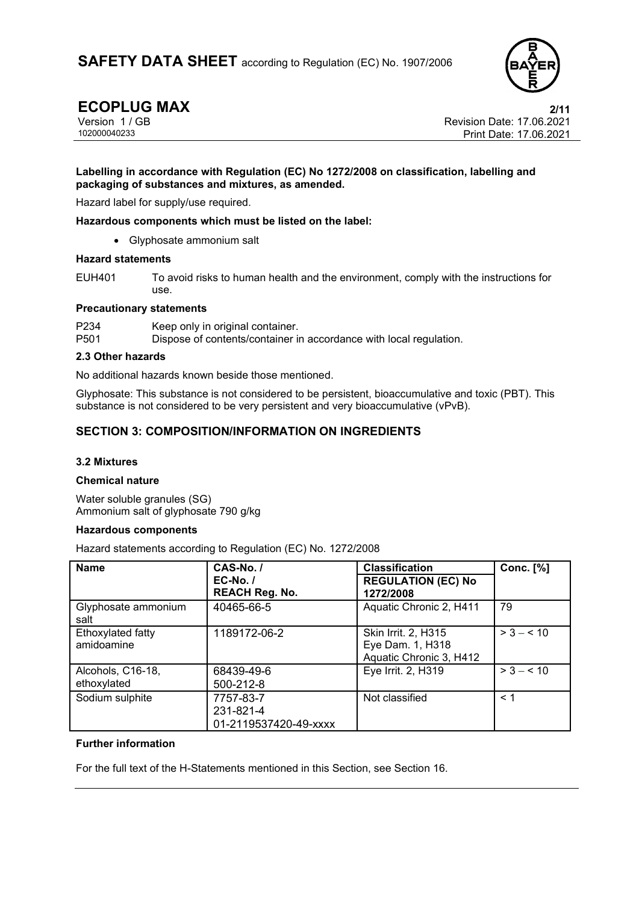**Labelling in accordance with Regulation (EC) No 1272/2008 on classification, labelling and packaging of substances and mixtures, as amended.**

Hazard label for supply/use required.

**Hazardous components which must be listed on the label:**

- Glyphosate ammonium salt

**Hazard statements**

EUH401 To avoid risks to human health and the environment, comply with the instructions for use.

**Precautionary statements**

P234 Keep only in original container.
P501 Dispose of contents/container in accordance with local regulation.

**2.3 Other hazards**

No additional hazards known beside those mentioned.

Glyphosate: This substance is not considered to be persistent, bioaccumulative and toxic (PBT). This substance is not considered to be very persistent and very bioaccumulative (vPvB).

## SECTION 3: COMPOSITION/INFORMATION ON INGREDIENTS

**3.2 Mixtures**

**Chemical nature**

Water soluble granules (SG)
Ammonium salt of glyphosate 790 g/kg

**Hazardous components**

Hazard statements according to Regulation (EC) No. 1272/2008

| Name | CAS-No. / EC-No. / REACH Reg. No. | Classification REGULATION (EC) No 1272/2008 | Conc. [%] |
|---|---|---|---|
| Glyphosate ammonium salt | 40465-66-5 | Aquatic Chronic 2, H411 | 79 |
| Ethoxylated fatty amidoamine | 1189172-06-2 | Skin Irrit. 2, H315<br>Eye Dam. 1, H318<br>Aquatic Chronic 3, H412 | > 3 – < 10 |
| Alcohols, C16-18, ethoxylated | 68439-49-6<br>500-212-8 | Eye Irrit. 2, H319 | > 3 – < 10 |
| Sodium sulphite | 7757-83-7<br>231-821-4<br>01-2119537420-49-xxxx | Not classified | < 1 |

**Further information**

For the full text of the H-Statements mentioned in this Section, see Section 16.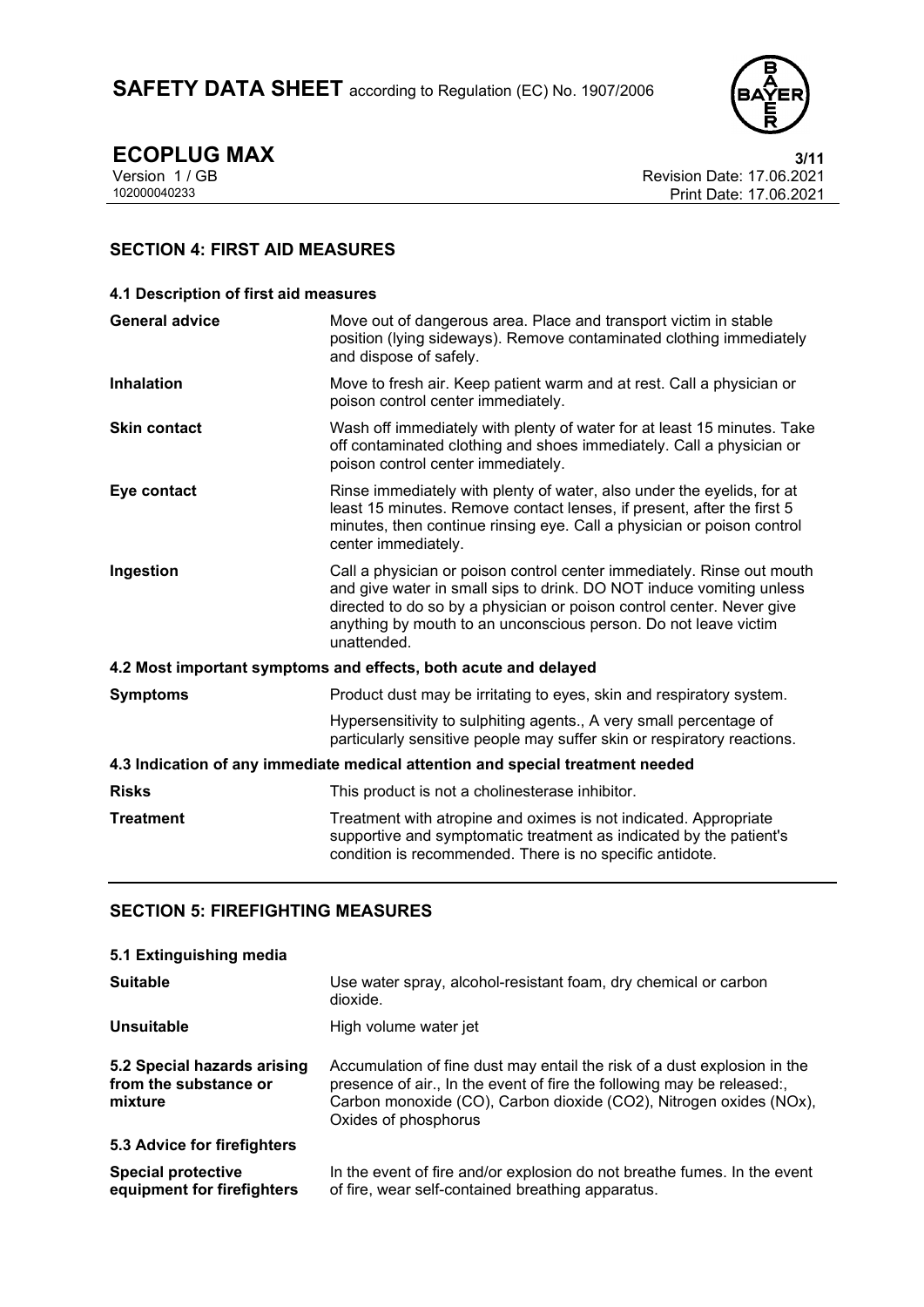## SECTION 4: FIRST AID MEASURES

### 4.1 Description of first aid measures

| | |
|---|---|
| **General advice** | Move out of dangerous area. Place and transport victim in stable position (lying sideways). Remove contaminated clothing immediately and dispose of safely. |
| **Inhalation** | Move to fresh air. Keep patient warm and at rest. Call a physician or poison control center immediately. |
| **Skin contact** | Wash off immediately with plenty of water for at least 15 minutes. Take off contaminated clothing and shoes immediately. Call a physician or poison control center immediately. |
| **Eye contact** | Rinse immediately with plenty of water, also under the eyelids, for at least 15 minutes. Remove contact lenses, if present, after the first 5 minutes, then continue rinsing eye. Call a physician or poison control center immediately. |
| **Ingestion** | Call a physician or poison control center immediately. Rinse out mouth and give water in small sips to drink. DO NOT induce vomiting unless directed to do so by a physician or poison control center. Never give anything by mouth to an unconscious person. Do not leave victim unattended. |

### 4.2 Most important symptoms and effects, both acute and delayed

| | |
|---|---|
| **Symptoms** | Product dust may be irritating to eyes, skin and respiratory system. |
| | Hypersensitivity to sulphiting agents., A very small percentage of particularly sensitive people may suffer skin or respiratory reactions. |

### 4.3 Indication of any immediate medical attention and special treatment needed

| | |
|---|---|
| **Risks** | This product is not a cholinesterase inhibitor. |
| **Treatment** | Treatment with atropine and oximes is not indicated. Appropriate supportive and symptomatic treatment as indicated by the patient's condition is recommended. There is no specific antidote. |

## SECTION 5: FIREFIGHTING MEASURES

### 5.1 Extinguishing media

| | |
|---|---|
| **Suitable** | Use water spray, alcohol-resistant foam, dry chemical or carbon dioxide. |
| **Unsuitable** | High volume water jet |
| **5.2 Special hazards arising from the substance or mixture** | Accumulation of fine dust may entail the risk of a dust explosion in the presence of air., In the event of fire the following may be released:, Carbon monoxide (CO), Carbon dioxide ($CO_2$), Nitrogen oxides ($NO_x$), Oxides of phosphorus |

### 5.3 Advice for firefighters

| | |
|---|---|
| **Special protective equipment for firefighters** | In the event of fire and/or explosion do not breathe fumes. In the event of fire, wear self-contained breathing apparatus. |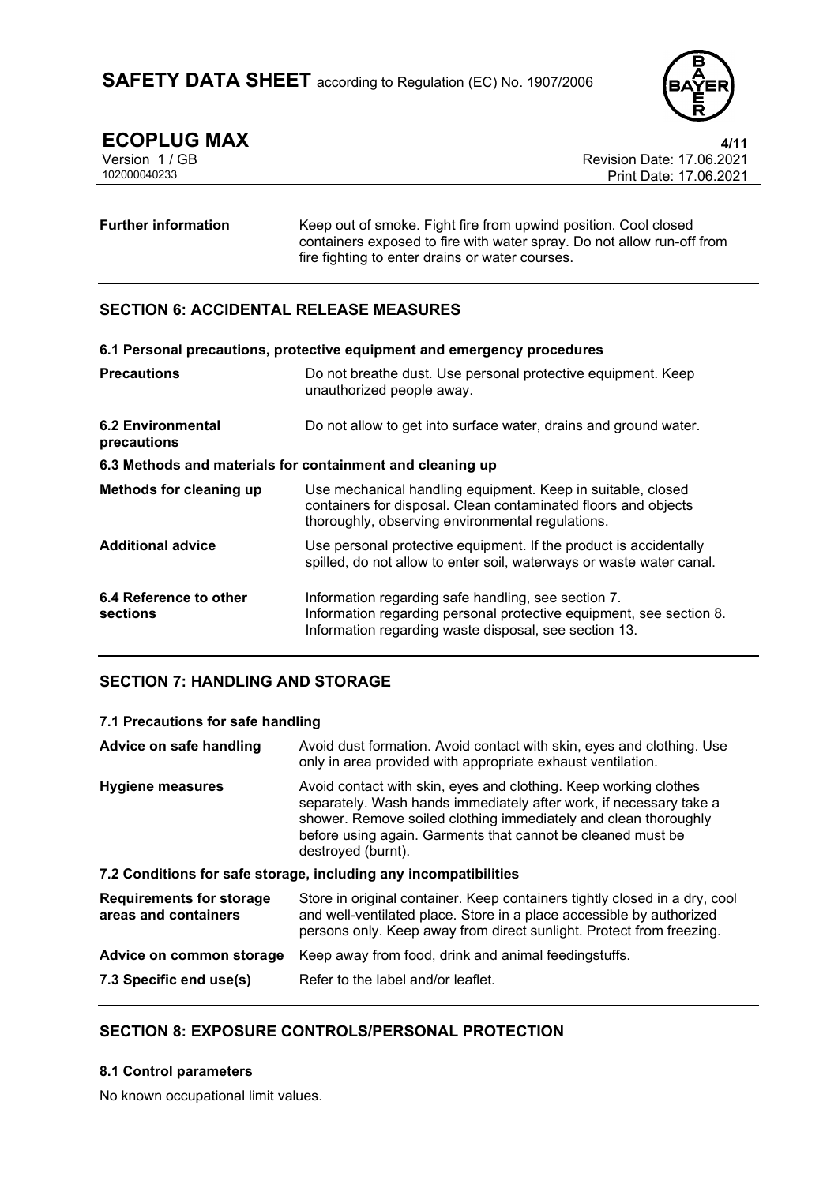| | |
|---|---|
| **Further information** | Keep out of smoke. Fight fire from upwind position. Cool closed containers exposed to fire with water spray. Do not allow run-off from fire fighting to enter drains or water courses. |

## SECTION 6: ACCIDENTAL RELEASE MEASURES

### 6.1 Personal precautions, protective equipment and emergency procedures

| | |
|---|---|
| **Precautions** | Do not breathe dust. Use personal protective equipment. Keep unauthorized people away. |
| **6.2 Environmental precautions** | Do not allow to get into surface water, drains and ground water. |

### 6.3 Methods and materials for containment and cleaning up

| | |
|---|---|
| **Methods for cleaning up** | Use mechanical handling equipment. Keep in suitable, closed containers for disposal. Clean contaminated floors and objects thoroughly, observing environmental regulations. |
| **Additional advice** | Use personal protective equipment. If the product is accidentally spilled, do not allow to enter soil, waterways or waste water canal. |
| **6.4 Reference to other sections** | Information regarding safe handling, see section 7.<br>Information regarding personal protective equipment, see section 8.<br>Information regarding waste disposal, see section 13. |

## SECTION 7: HANDLING AND STORAGE

### 7.1 Precautions for safe handling

| | |
|---|---|
| **Advice on safe handling** | Avoid dust formation. Avoid contact with skin, eyes and clothing. Use only in area provided with appropriate exhaust ventilation. |
| **Hygiene measures** | Avoid contact with skin, eyes and clothing. Keep working clothes separately. Wash hands immediately after work, if necessary take a shower. Remove soiled clothing immediately and clean thoroughly before using again. Garments that cannot be cleaned must be destroyed (burnt). |

### 7.2 Conditions for safe storage, including any incompatibilities

| | |
|---|---|
| **Requirements for storage areas and containers** | Store in original container. Keep containers tightly closed in a dry, cool and well-ventilated place. Store in a place accessible by authorized persons only. Keep away from direct sunlight. Protect from freezing. |
| **Advice on common storage** | Keep away from food, drink and animal feedingstuffs. |
| **7.3 Specific end use(s)** | Refer to the label and/or leaflet. |

## SECTION 8: EXPOSURE CONTROLS/PERSONAL PROTECTION

### 8.1 Control parameters

No known occupational limit values.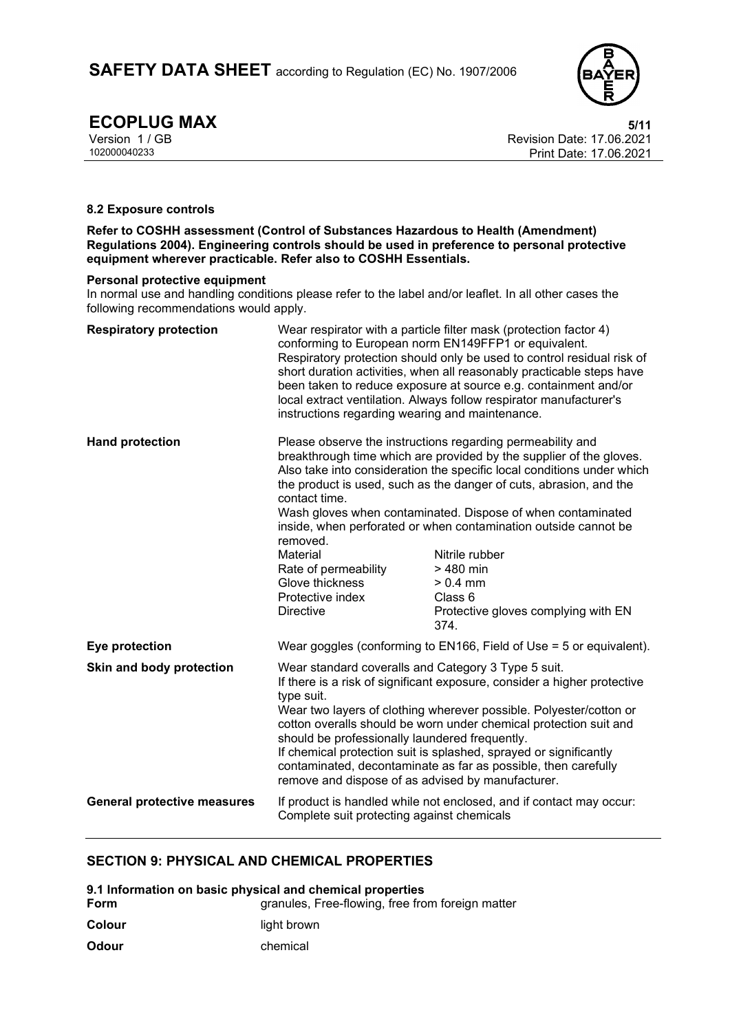### 8.2 Exposure controls

**Refer to COSHH assessment (Control of Substances Hazardous to Health (Amendment) Regulations 2004). Engineering controls should be used in preference to personal protective equipment wherever practicable. Refer also to COSHH Essentials.**

**Personal protective equipment**

In normal use and handling conditions please refer to the label and/or leaflet. In all other cases the following recommendations would apply.

**Respiratory protection**

Wear respirator with a particle filter mask (protection factor 4) conforming to European norm EN149FFP1 or equivalent. Respiratory protection should only be used to control residual risk of short duration activities, when all reasonably practicable steps have been taken to reduce exposure at source e.g. containment and/or local extract ventilation. Always follow respirator manufacturer's instructions regarding wearing and maintenance.

**Hand protection**

Please observe the instructions regarding permeability and breakthrough time which are provided by the supplier of the gloves. Also take into consideration the specific local conditions under which the product is used, such as the danger of cuts, abrasion, and the contact time.
Wash gloves when contaminated. Dispose of when contaminated inside, when perforated or when contamination outside cannot be removed.

| | |
|---|---|
| Material | Nitrile rubber |
| Rate of permeability | > 480 min |
| Glove thickness | > 0.4 mm |
| Protective index | Class 6 |
| Directive | Protective gloves complying with EN 374. |

**Eye protection**

Wear goggles (conforming to EN166, Field of Use = 5 or equivalent).

**Skin and body protection**

Wear standard coveralls and Category 3 Type 5 suit.
If there is a risk of significant exposure, consider a higher protective type suit.
Wear two layers of clothing wherever possible. Polyester/cotton or cotton overalls should be worn under chemical protection suit and should be professionally laundered frequently.
If chemical protection suit is splashed, sprayed or significantly contaminated, decontaminate as far as possible, then carefully remove and dispose of as advised by manufacturer.

**General protective measures**

If product is handled while not enclosed, and if contact may occur: Complete suit protecting against chemicals

## SECTION 9: PHYSICAL AND CHEMICAL PROPERTIES

### 9.1 Information on basic physical and chemical properties

| | |
|---|---|
| **Form** | granules, Free-flowing, free from foreign matter |
| **Colour** | light brown |
| **Odour** | chemical |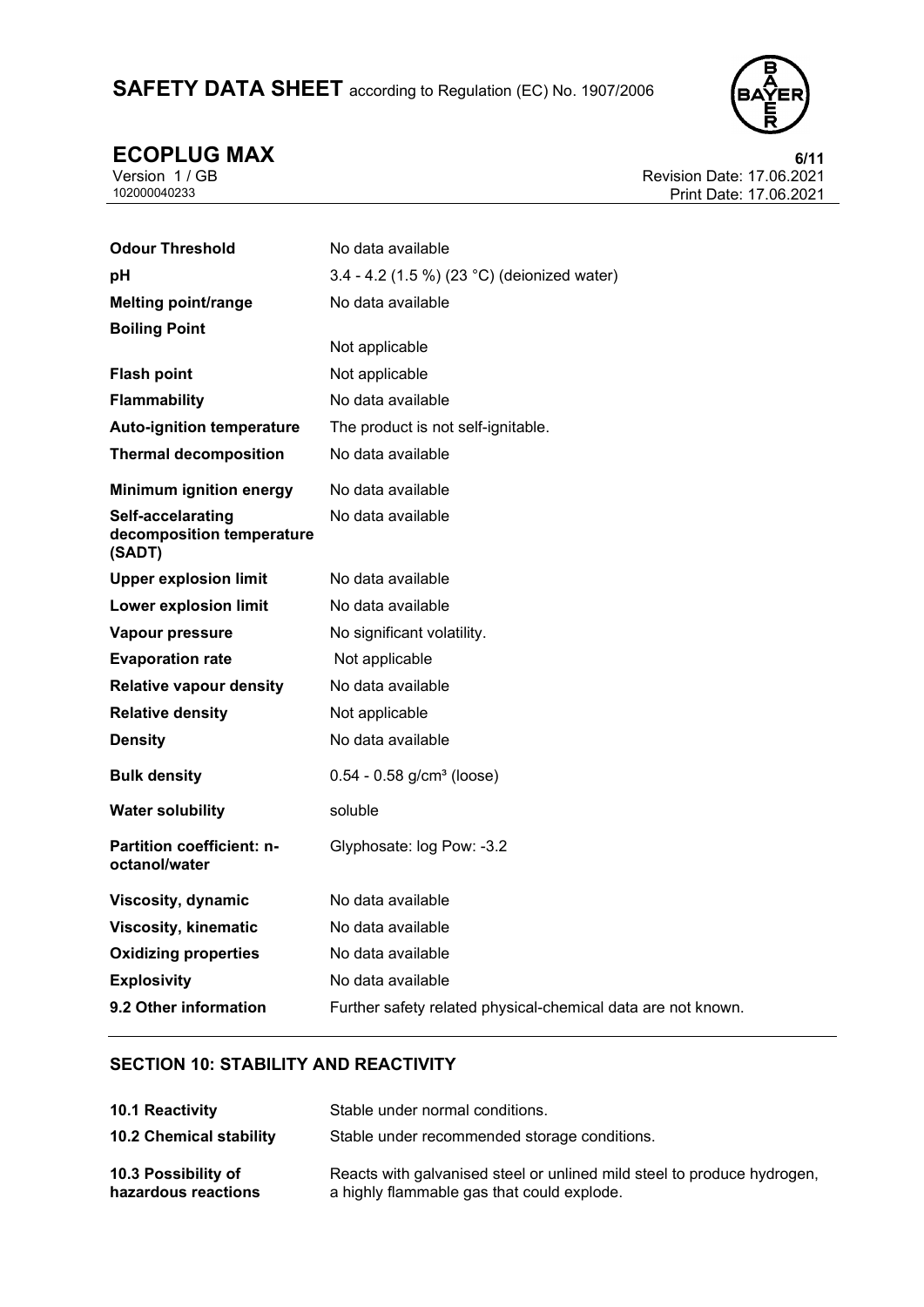| | |
|---|---|
| **Odour Threshold** | No data available |
| **pH** | 3.4 - 4.2 (1.5 %) (23 °C) (deionized water) |
| **Melting point/range** | No data available |
| **Boiling Point** | Not applicable |
| **Flash point** | Not applicable |
| **Flammability** | No data available |
| **Auto-ignition temperature** | The product is not self-ignitable. |
| **Thermal decomposition** | No data available |
| **Minimum ignition energy** | No data available |
| **Self-accelarating decomposition temperature (SADT)** | No data available |
| **Upper explosion limit** | No data available |
| **Lower explosion limit** | No data available |
| **Vapour pressure** | No significant volatility. |
| **Evaporation rate** | Not applicable |
| **Relative vapour density** | No data available |
| **Relative density** | Not applicable |
| **Density** | No data available |
| **Bulk density** | 0.54 - 0.58 g/cm³ (loose) |
| **Water solubility** | soluble |
| **Partition coefficient: n-octanol/water** | Glyphosate: log Pow: -3.2 |
| **Viscosity, dynamic** | No data available |
| **Viscosity, kinematic** | No data available |
| **Oxidizing properties** | No data available |
| **Explosivity** | No data available |
| **9.2 Other information** | Further safety related physical-chemical data are not known. |

## SECTION 10: STABILITY AND REACTIVITY

| | |
|---|---|
| **10.1 Reactivity** | Stable under normal conditions. |
| **10.2 Chemical stability** | Stable under recommended storage conditions. |
| **10.3 Possibility of hazardous reactions** | Reacts with galvanised steel or unlined mild steel to produce hydrogen, a highly flammable gas that could explode. |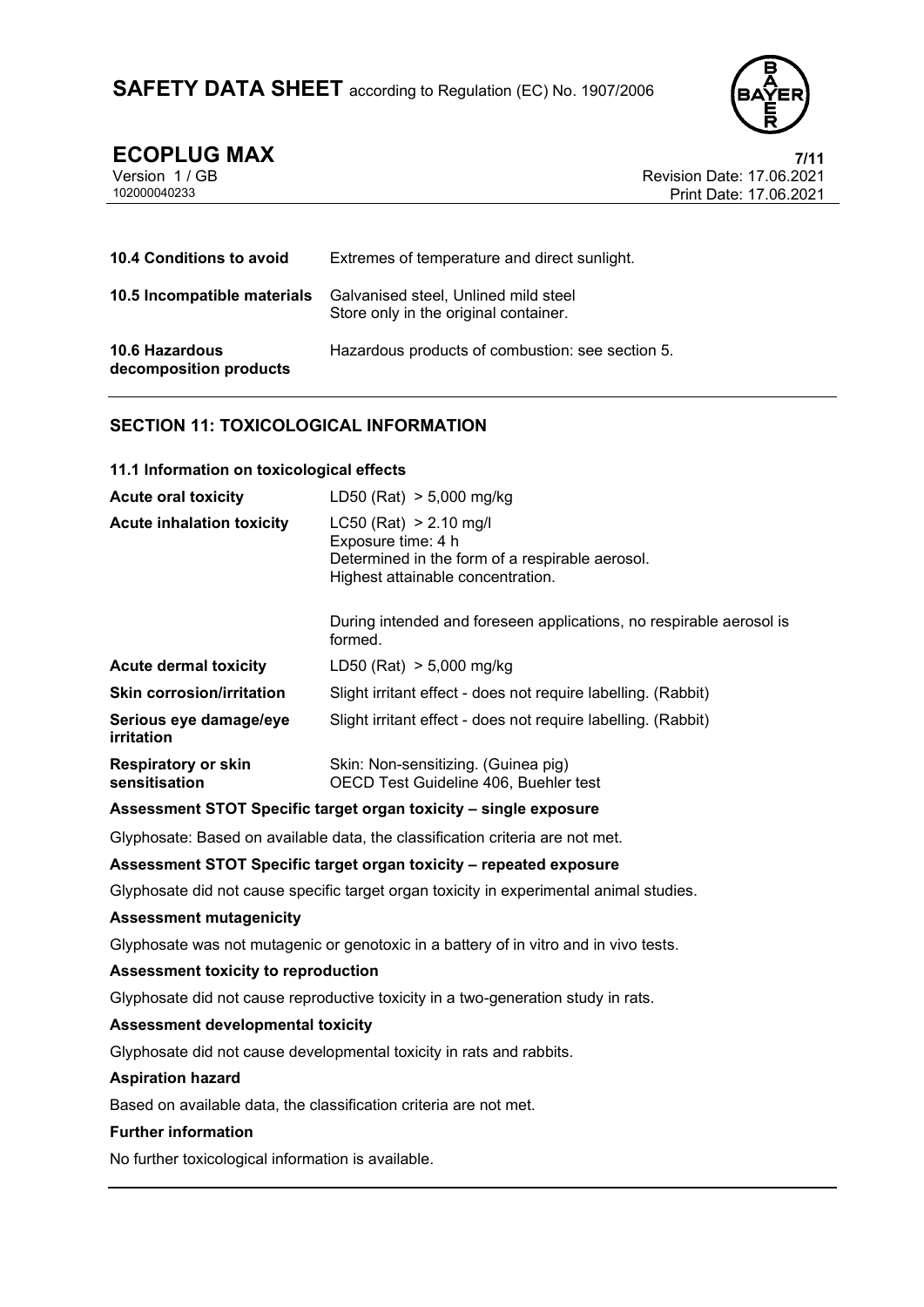| | |
|---|---|
| **10.4 Conditions to avoid** | Extremes of temperature and direct sunlight. |
| **10.5 Incompatible materials** | Galvanised steel, Unlined mild steel<br>Store only in the original container. |
| **10.6 Hazardous decomposition products** | Hazardous products of combustion: see section 5. |

## SECTION 11: TOXICOLOGICAL INFORMATION

### 11.1 Information on toxicological effects

| | |
|---|---|
| **Acute oral toxicity** | LD50 (Rat) > 5,000 mg/kg |
| **Acute inhalation toxicity** | LC50 (Rat) > 2.10 mg/l<br>Exposure time: 4 h<br>Determined in the form of a respirable aerosol.<br>Highest attainable concentration.<br><br>During intended and foreseen applications, no respirable aerosol is formed. |
| **Acute dermal toxicity** | LD50 (Rat) > 5,000 mg/kg |
| **Skin corrosion/irritation** | Slight irritant effect - does not require labelling. (Rabbit) |
| **Serious eye damage/eye irritation** | Slight irritant effect - does not require labelling. (Rabbit) |
| **Respiratory or skin sensitisation** | Skin: Non-sensitizing. (Guinea pig)<br>OECD Test Guideline 406, Buehler test |

**Assessment STOT Specific target organ toxicity – single exposure**

Glyphosate: Based on available data, the classification criteria are not met.

**Assessment STOT Specific target organ toxicity – repeated exposure**

Glyphosate did not cause specific target organ toxicity in experimental animal studies.

**Assessment mutagenicity**

Glyphosate was not mutagenic or genotoxic in a battery of in vitro and in vivo tests.

**Assessment toxicity to reproduction**

Glyphosate did not cause reproductive toxicity in a two-generation study in rats.

**Assessment developmental toxicity**

Glyphosate did not cause developmental toxicity in rats and rabbits.

**Aspiration hazard**

Based on available data, the classification criteria are not met.

**Further information**

No further toxicological information is available.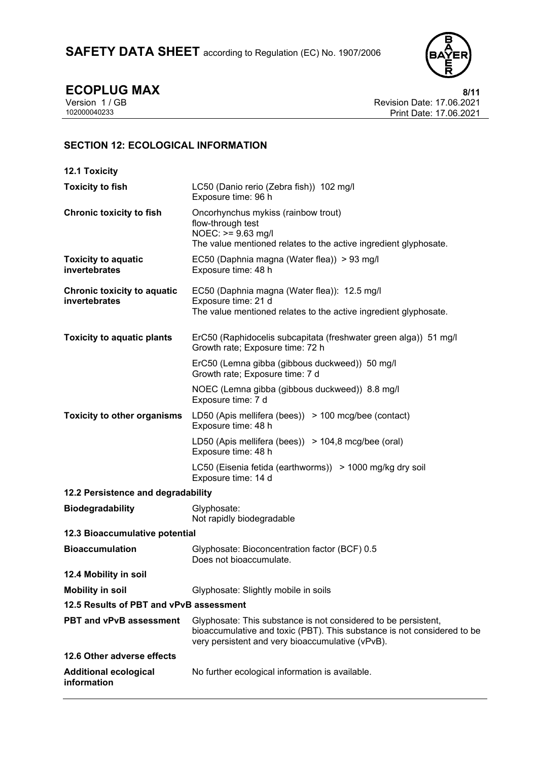## SECTION 12: ECOLOGICAL INFORMATION

### 12.1 Toxicity

| | |
|---|---|
| **Toxicity to fish** | LC50 (Danio rerio (Zebra fish)) 102 mg/l<br>Exposure time: 96 h |
| **Chronic toxicity to fish** | Oncorhynchus mykiss (rainbow trout)<br>flow-through test<br>NOEC: >= 9.63 mg/l<br>The value mentioned relates to the active ingredient glyphosate. |
| **Toxicity to aquatic invertebrates** | EC50 (Daphnia magna (Water flea)) > 93 mg/l<br>Exposure time: 48 h |
| **Chronic toxicity to aquatic invertebrates** | EC50 (Daphnia magna (Water flea)): 12.5 mg/l<br>Exposure time: 21 d<br>The value mentioned relates to the active ingredient glyphosate. |
| **Toxicity to aquatic plants** | ErC50 (Raphidocelis subcapitata (freshwater green alga)) 51 mg/l<br>Growth rate; Exposure time: 72 h |
| | ErC50 (Lemna gibba (gibbous duckweed)) 50 mg/l<br>Growth rate; Exposure time: 7 d |
| | NOEC (Lemna gibba (gibbous duckweed)) 8.8 mg/l<br>Exposure time: 7 d |
| **Toxicity to other organisms** | LD50 (Apis mellifera (bees)) > 100 mcg/bee (contact)<br>Exposure time: 48 h |
| | LD50 (Apis mellifera (bees)) > 104,8 mcg/bee (oral)<br>Exposure time: 48 h |
| | LC50 (Eisenia fetida (earthworms)) > 1000 mg/kg dry soil<br>Exposure time: 14 d |

### 12.2 Persistence and degradability

| | |
|---|---|
| **Biodegradability** | Glyphosate:<br>Not rapidly biodegradable |

### 12.3 Bioaccumulative potential

| | |
|---|---|
| **Bioaccumulation** | Glyphosate: Bioconcentration factor (BCF) 0.5<br>Does not bioaccumulate. |

### 12.4 Mobility in soil

| | |
|---|---|
| **Mobility in soil** | Glyphosate: Slightly mobile in soils |

### 12.5 Results of PBT and vPvB assessment

| | |
|---|---|
| **PBT and vPvB assessment** | Glyphosate: This substance is not considered to be persistent, bioaccumulative and toxic (PBT). This substance is not considered to be very persistent and very bioaccumulative (vPvB). |

### 12.6 Other adverse effects

| | |
|---|---|
| **Additional ecological information** | No further ecological information is available. |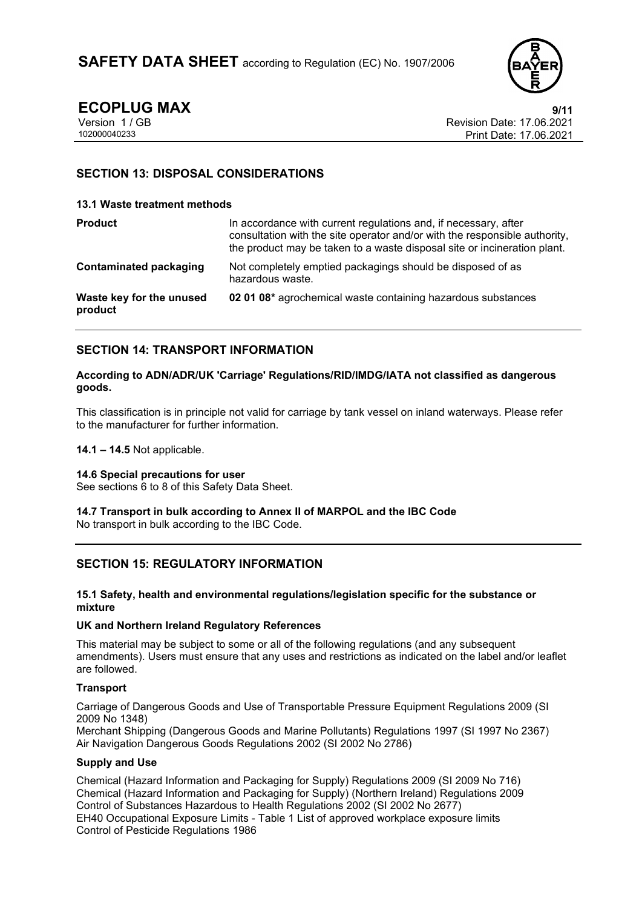## SECTION 13: DISPOSAL CONSIDERATIONS

### 13.1 Waste treatment methods

| | |
|---|---|
| **Product** | In accordance with current regulations and, if necessary, after consultation with the site operator and/or with the responsible authority, the product may be taken to a waste disposal site or incineration plant. |
| **Contaminated packaging** | Not completely emptied packagings should be disposed of as hazardous waste. |
| **Waste key for the unused product** | **02 01 08*** agrochemical waste containing hazardous substances |

## SECTION 14: TRANSPORT INFORMATION

**According to ADN/ADR/UK 'Carriage' Regulations/RID/IMDG/IATA not classified as dangerous goods.**

This classification is in principle not valid for carriage by tank vessel on inland waterways. Please refer to the manufacturer for further information.

**14.1 – 14.5** Not applicable.

**14.6 Special precautions for user**
See sections 6 to 8 of this Safety Data Sheet.

**14.7 Transport in bulk according to Annex II of MARPOL and the IBC Code**
No transport in bulk according to the IBC Code.

## SECTION 15: REGULATORY INFORMATION

### 15.1 Safety, health and environmental regulations/legislation specific for the substance or mixture

**UK and Northern Ireland Regulatory References**

This material may be subject to some or all of the following regulations (and any subsequent amendments). Users must ensure that any uses and restrictions as indicated on the label and/or leaflet are followed.

**Transport**

Carriage of Dangerous Goods and Use of Transportable Pressure Equipment Regulations 2009 (SI 2009 No 1348)
Merchant Shipping (Dangerous Goods and Marine Pollutants) Regulations 1997 (SI 1997 No 2367)
Air Navigation Dangerous Goods Regulations 2002 (SI 2002 No 2786)

**Supply and Use**

Chemical (Hazard Information and Packaging for Supply) Regulations 2009 (SI 2009 No 716)
Chemical (Hazard Information and Packaging for Supply) (Northern Ireland) Regulations 2009
Control of Substances Hazardous to Health Regulations 2002 (SI 2002 No 2677)
EH40 Occupational Exposure Limits - Table 1 List of approved workplace exposure limits
Control of Pesticide Regulations 1986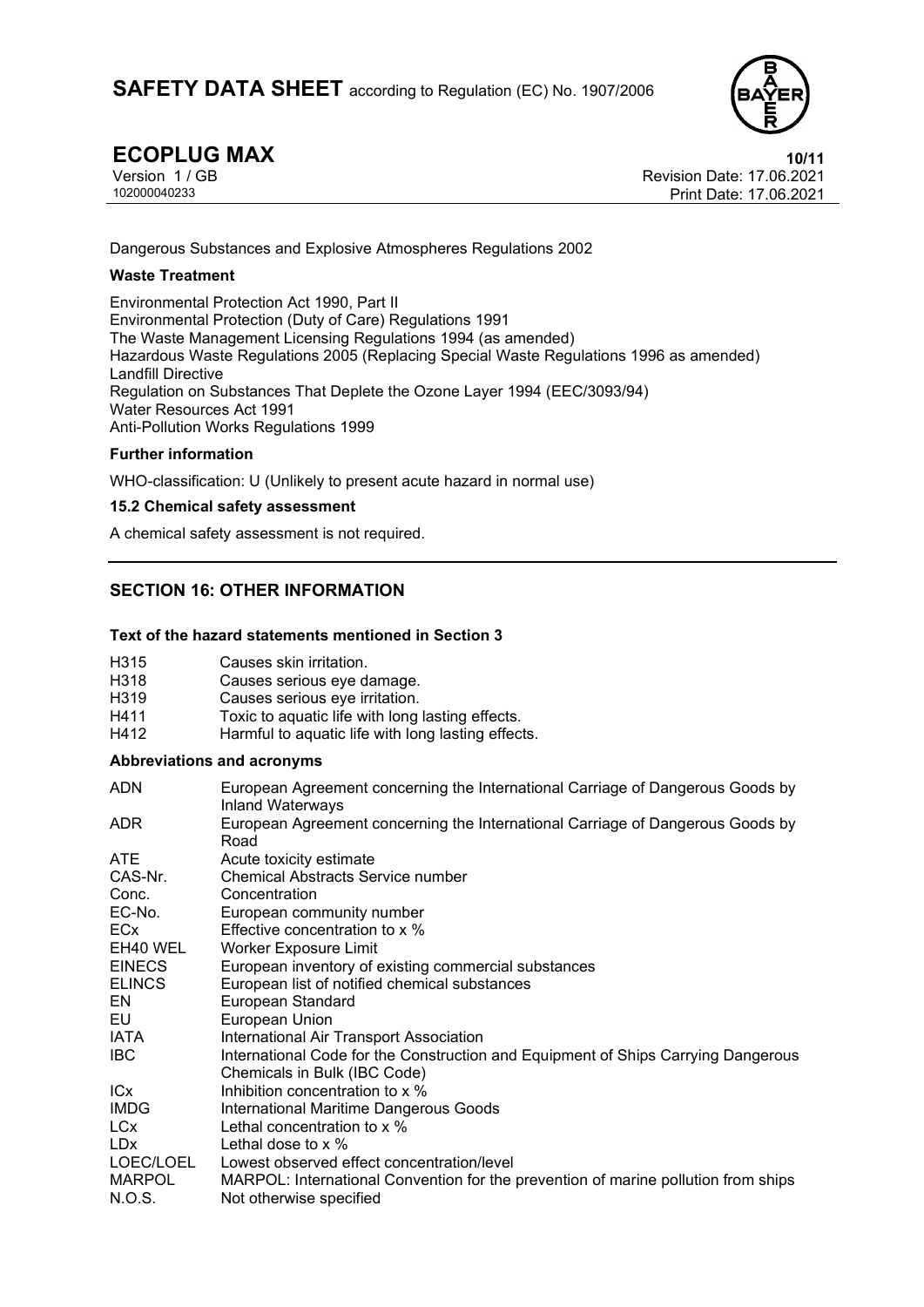Dangerous Substances and Explosive Atmospheres Regulations 2002

**Waste Treatment**

Environmental Protection Act 1990, Part II
Environmental Protection (Duty of Care) Regulations 1991
The Waste Management Licensing Regulations 1994 (as amended)
Hazardous Waste Regulations 2005 (Replacing Special Waste Regulations 1996 as amended)
Landfill Directive
Regulation on Substances That Deplete the Ozone Layer 1994 (EEC/3093/94)
Water Resources Act 1991
Anti-Pollution Works Regulations 1999

**Further information**

WHO-classification: U (Unlikely to present acute hazard in normal use)

**15.2 Chemical safety assessment**

A chemical safety assessment is not required.

## SECTION 16: OTHER INFORMATION

**Text of the hazard statements mentioned in Section 3**

| | |
|---|---|
| H315 | Causes skin irritation. |
| H318 | Causes serious eye damage. |
| H319 | Causes serious eye irritation. |
| H411 | Toxic to aquatic life with long lasting effects. |
| H412 | Harmful to aquatic life with long lasting effects. |

**Abbreviations and acronyms**

| | |
|---|---|
| ADN | European Agreement concerning the International Carriage of Dangerous Goods by Inland Waterways |
| ADR | European Agreement concerning the International Carriage of Dangerous Goods by Road |
| ATE | Acute toxicity estimate |
| CAS-Nr. | Chemical Abstracts Service number |
| Conc. | Concentration |
| EC-No. | European community number |
| ECx | Effective concentration to x % |
| EH40 WEL | Worker Exposure Limit |
| EINECS | European inventory of existing commercial substances |
| ELINCS | European list of notified chemical substances |
| EN | European Standard |
| EU | European Union |
| IATA | International Air Transport Association |
| IBC | International Code for the Construction and Equipment of Ships Carrying Dangerous Chemicals in Bulk (IBC Code) |
| ICx | Inhibition concentration to x % |
| IMDG | International Maritime Dangerous Goods |
| LCx | Lethal concentration to x % |
| LDx | Lethal dose to x % |
| LOEC/LOEL | Lowest observed effect concentration/level |
| MARPOL | MARPOL: International Convention for the prevention of marine pollution from ships |
| N.O.S. | Not otherwise specified |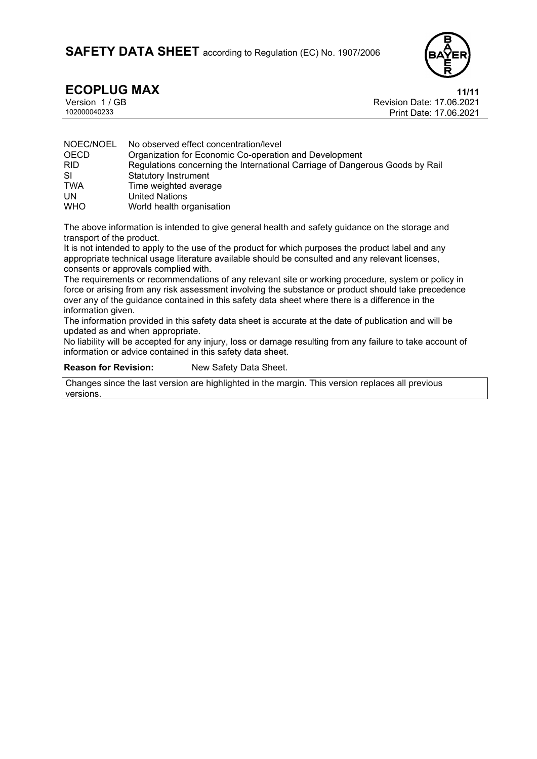| | |
|---|---|
| NOEC/NOEL | No observed effect concentration/level |
| OECD | Organization for Economic Co-operation and Development |
| RID | Regulations concerning the International Carriage of Dangerous Goods by Rail |
| SI | Statutory Instrument |
| TWA | Time weighted average |
| UN | United Nations |
| WHO | World health organisation |

The above information is intended to give general health and safety guidance on the storage and transport of the product.
It is not intended to apply to the use of the product for which purposes the product label and any appropriate technical usage literature available should be consulted and any relevant licenses, consents or approvals complied with.
The requirements or recommendations of any relevant site or working procedure, system or policy in force or arising from any risk assessment involving the substance or product should take precedence over any of the guidance contained in this safety data sheet where there is a difference in the information given.
The information provided in this safety data sheet is accurate at the date of publication and will be updated as and when appropriate.
No liability will be accepted for any injury, loss or damage resulting from any failure to take account of information or advice contained in this safety data sheet.

**Reason for Revision:** New Safety Data Sheet.

Changes since the last version are highlighted in the margin. This version replaces all previous versions.